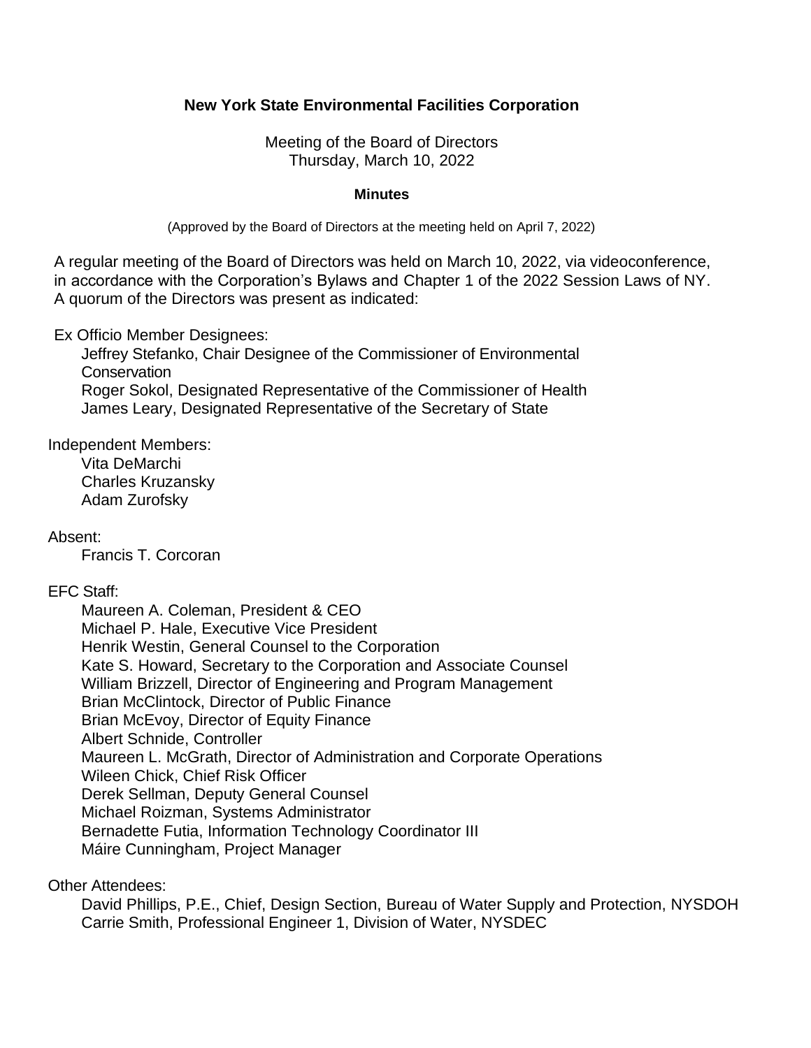# New York State Environmental Facilities Corporation

Meeting of the Board of Directors
Thursday, March 10, 2022

## Minutes

(Approved by the Board of Directors at the meeting held on April 7, 2022)

A regular meeting of the Board of Directors was held on March 10, 2022, via videoconference, in accordance with the Corporation's Bylaws and Chapter 1 of the 2022 Session Laws of NY. A quorum of the Directors was present as indicated:

Ex Officio Member Designees:

- Jeffrey Stefanko, Chair Designee of the Commissioner of Environmental Conservation
- Roger Sokol, Designated Representative of the Commissioner of Health
- James Leary, Designated Representative of the Secretary of State

Independent Members:

- Vita DeMarchi
- Charles Kruzansky
- Adam Zurofsky

Absent:

- Francis T. Corcoran

EFC Staff:

- Maureen A. Coleman, President & CEO
- Michael P. Hale, Executive Vice President
- Henrik Westin, General Counsel to the Corporation
- Kate S. Howard, Secretary to the Corporation and Associate Counsel
- William Brizzell, Director of Engineering and Program Management
- Brian McClintock, Director of Public Finance
- Brian McEvoy, Director of Equity Finance
- Albert Schnide, Controller
- Maureen L. McGrath, Director of Administration and Corporate Operations
- Wileen Chick, Chief Risk Officer
- Derek Sellman, Deputy General Counsel
- Michael Roizman, Systems Administrator
- Bernadette Futia, Information Technology Coordinator III
- Máire Cunningham, Project Manager

Other Attendees:

- David Phillips, P.E., Chief, Design Section, Bureau of Water Supply and Protection, NYSDOH
- Carrie Smith, Professional Engineer 1, Division of Water, NYSDEC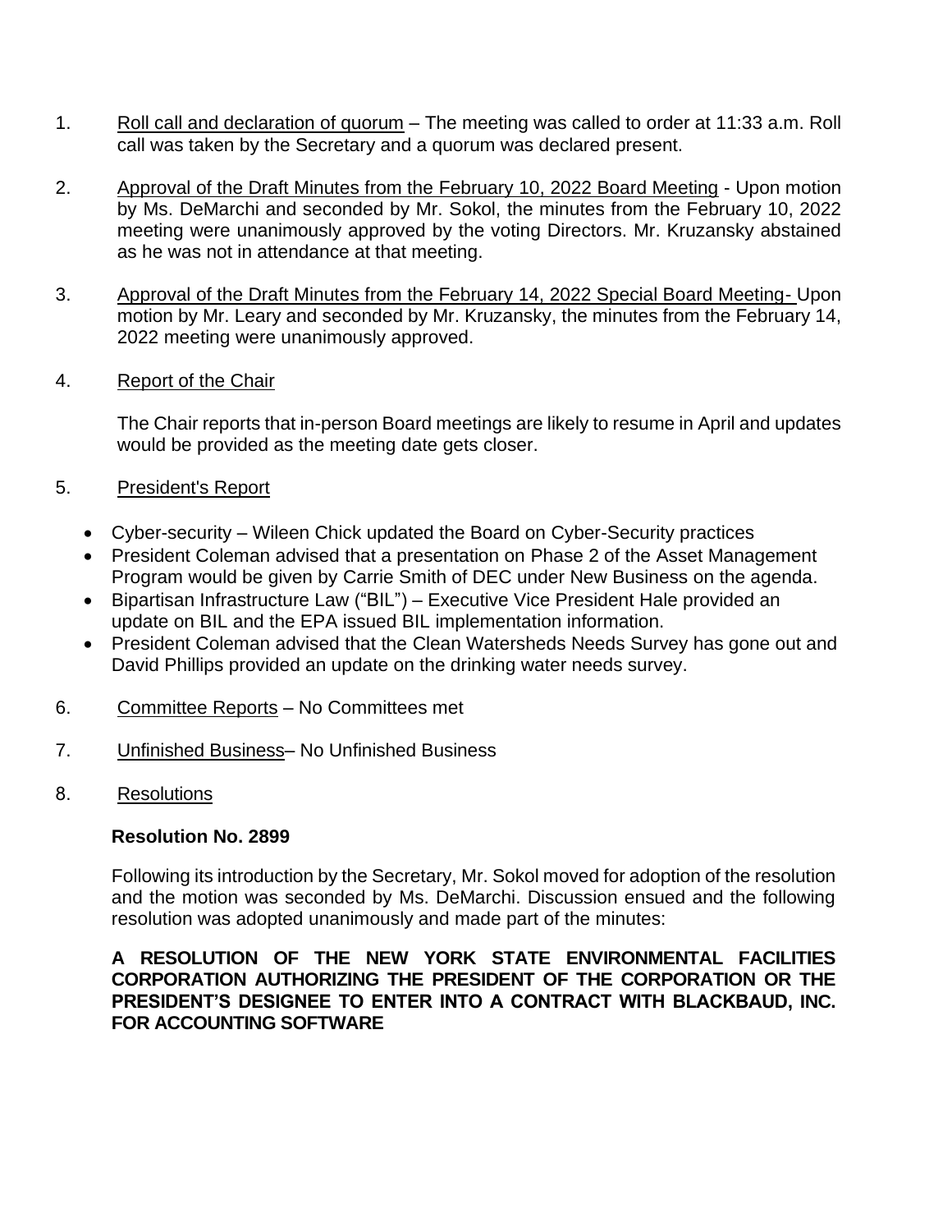1. Roll call and declaration of quorum – The meeting was called to order at 11:33 a.m. Roll call was taken by the Secretary and a quorum was declared present.

2. Approval of the Draft Minutes from the February 10, 2022 Board Meeting - Upon motion by Ms. DeMarchi and seconded by Mr. Sokol, the minutes from the February 10, 2022 meeting were unanimously approved by the voting Directors. Mr. Kruzansky abstained as he was not in attendance at that meeting.

3. Approval of the Draft Minutes from the February 14, 2022 Special Board Meeting- Upon motion by Mr. Leary and seconded by Mr. Kruzansky, the minutes from the February 14, 2022 meeting were unanimously approved.

4. Report of the Chair

   The Chair reports that in-person Board meetings are likely to resume in April and updates would be provided as the meeting date gets closer.

5. President's Report

   - Cyber-security – Wileen Chick updated the Board on Cyber-Security practices
   - President Coleman advised that a presentation on Phase 2 of the Asset Management Program would be given by Carrie Smith of DEC under New Business on the agenda.
   - Bipartisan Infrastructure Law ("BIL") – Executive Vice President Hale provided an update on BIL and the EPA issued BIL implementation information.
   - President Coleman advised that the Clean Watersheds Needs Survey has gone out and David Phillips provided an update on the drinking water needs survey.

6. Committee Reports – No Committees met

7. Unfinished Business– No Unfinished Business

8. Resolutions

   **Resolution No. 2899**

   Following its introduction by the Secretary, Mr. Sokol moved for adoption of the resolution and the motion was seconded by Ms. DeMarchi. Discussion ensued and the following resolution was adopted unanimously and made part of the minutes:

   **A RESOLUTION OF THE NEW YORK STATE ENVIRONMENTAL FACILITIES CORPORATION AUTHORIZING THE PRESIDENT OF THE CORPORATION OR THE PRESIDENT'S DESIGNEE TO ENTER INTO A CONTRACT WITH BLACKBAUD, INC. FOR ACCOUNTING SOFTWARE**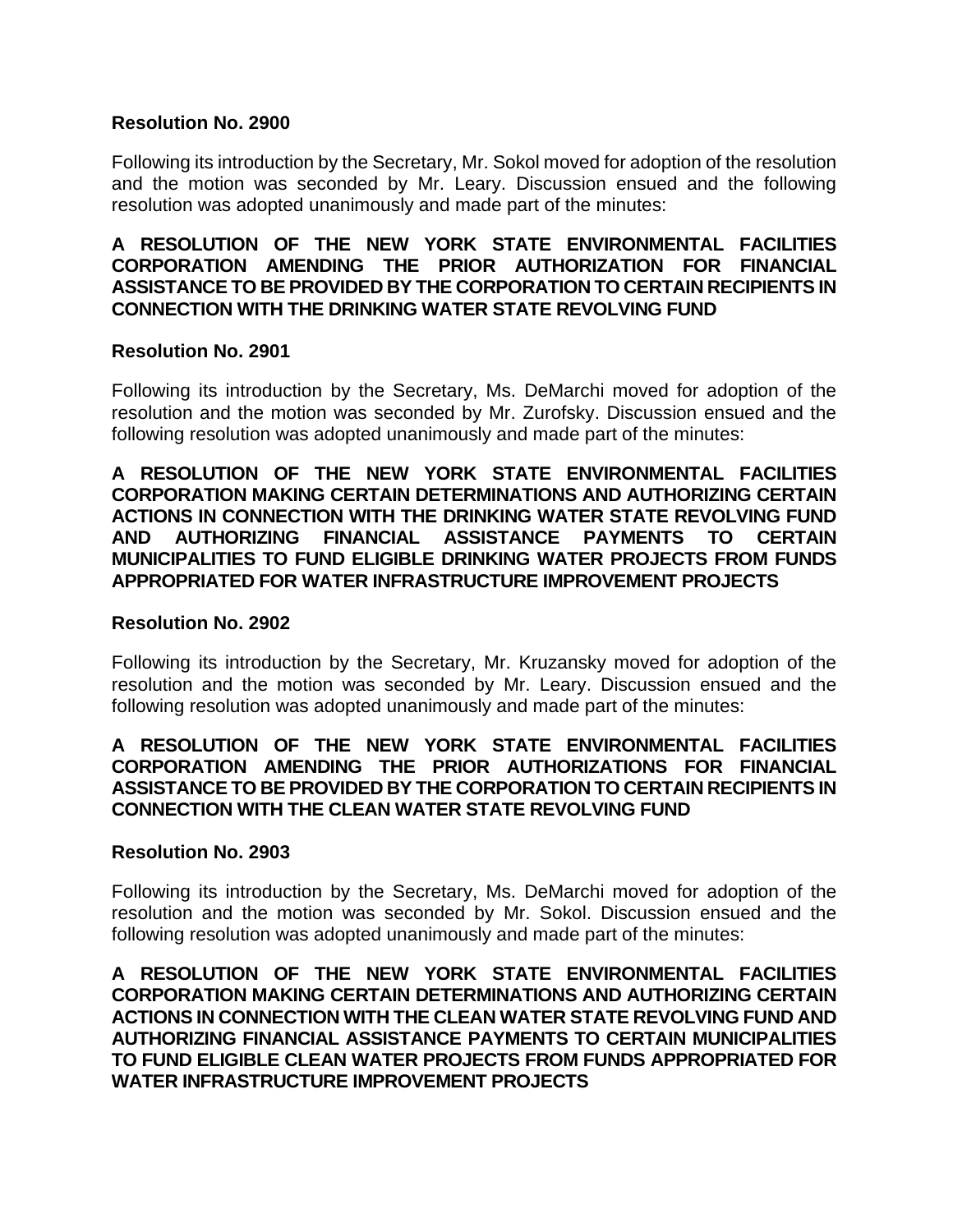**Resolution No. 2900**

Following its introduction by the Secretary, Mr. Sokol moved for adoption of the resolution and the motion was seconded by Mr. Leary. Discussion ensued and the following resolution was adopted unanimously and made part of the minutes:

**A RESOLUTION OF THE NEW YORK STATE ENVIRONMENTAL FACILITIES CORPORATION AMENDING THE PRIOR AUTHORIZATION FOR FINANCIAL ASSISTANCE TO BE PROVIDED BY THE CORPORATION TO CERTAIN RECIPIENTS IN CONNECTION WITH THE DRINKING WATER STATE REVOLVING FUND**

**Resolution No. 2901**

Following its introduction by the Secretary, Ms. DeMarchi moved for adoption of the resolution and the motion was seconded by Mr. Zurofsky. Discussion ensued and the following resolution was adopted unanimously and made part of the minutes:

**A RESOLUTION OF THE NEW YORK STATE ENVIRONMENTAL FACILITIES CORPORATION MAKING CERTAIN DETERMINATIONS AND AUTHORIZING CERTAIN ACTIONS IN CONNECTION WITH THE DRINKING WATER STATE REVOLVING FUND AND AUTHORIZING FINANCIAL ASSISTANCE PAYMENTS TO CERTAIN MUNICIPALITIES TO FUND ELIGIBLE DRINKING WATER PROJECTS FROM FUNDS APPROPRIATED FOR WATER INFRASTRUCTURE IMPROVEMENT PROJECTS**

**Resolution No. 2902**

Following its introduction by the Secretary, Mr. Kruzansky moved for adoption of the resolution and the motion was seconded by Mr. Leary. Discussion ensued and the following resolution was adopted unanimously and made part of the minutes:

**A RESOLUTION OF THE NEW YORK STATE ENVIRONMENTAL FACILITIES CORPORATION AMENDING THE PRIOR AUTHORIZATIONS FOR FINANCIAL ASSISTANCE TO BE PROVIDED BY THE CORPORATION TO CERTAIN RECIPIENTS IN CONNECTION WITH THE CLEAN WATER STATE REVOLVING FUND**

**Resolution No. 2903**

Following its introduction by the Secretary, Ms. DeMarchi moved for adoption of the resolution and the motion was seconded by Mr. Sokol. Discussion ensued and the following resolution was adopted unanimously and made part of the minutes:

**A RESOLUTION OF THE NEW YORK STATE ENVIRONMENTAL FACILITIES CORPORATION MAKING CERTAIN DETERMINATIONS AND AUTHORIZING CERTAIN ACTIONS IN CONNECTION WITH THE CLEAN WATER STATE REVOLVING FUND AND AUTHORIZING FINANCIAL ASSISTANCE PAYMENTS TO CERTAIN MUNICIPALITIES TO FUND ELIGIBLE CLEAN WATER PROJECTS FROM FUNDS APPROPRIATED FOR WATER INFRASTRUCTURE IMPROVEMENT PROJECTS**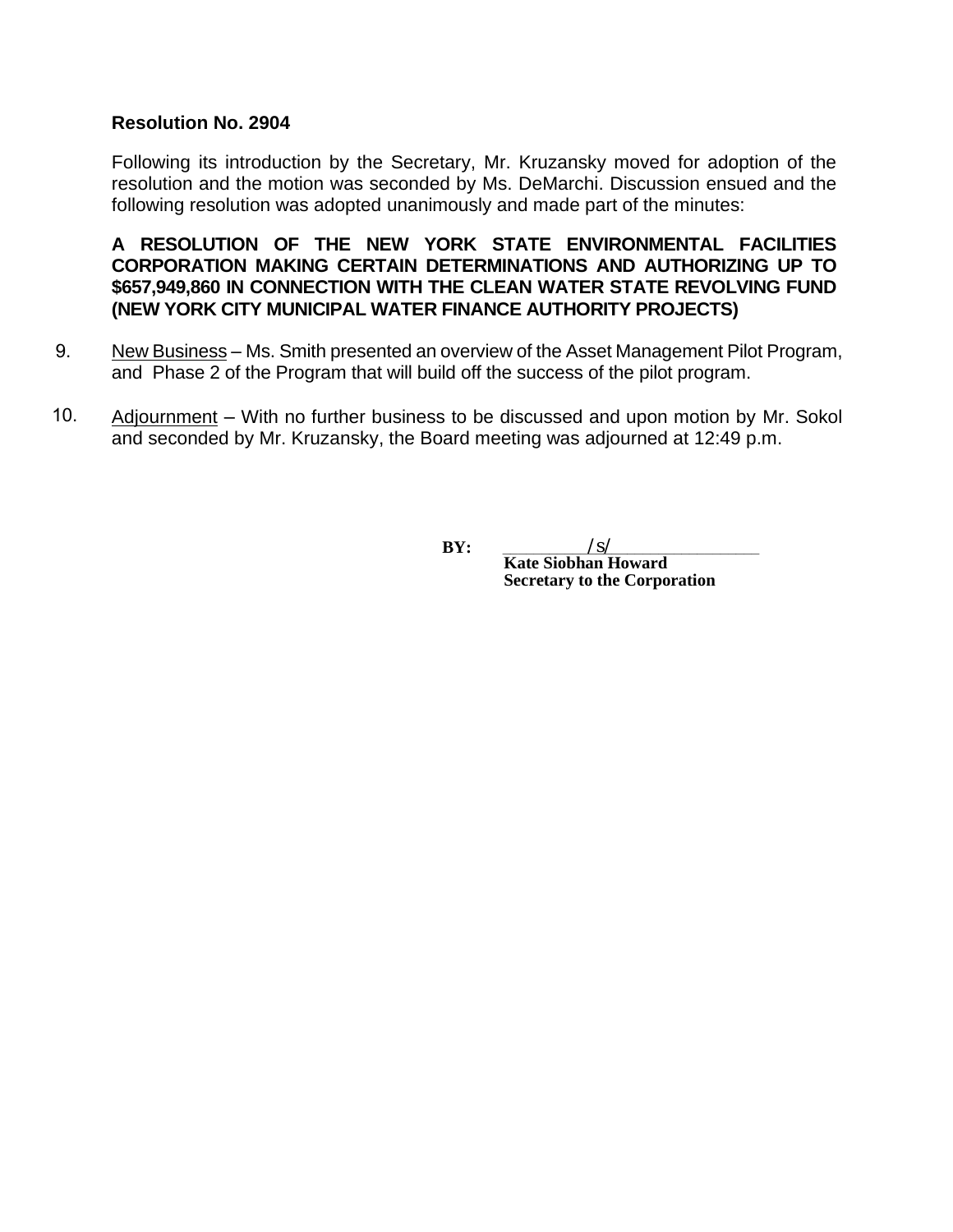**Resolution No. 2904**

Following its introduction by the Secretary, Mr. Kruzansky moved for adoption of the resolution and the motion was seconded by Ms. DeMarchi. Discussion ensued and the following resolution was adopted unanimously and made part of the minutes:

**A RESOLUTION OF THE NEW YORK STATE ENVIRONMENTAL FACILITIES CORPORATION MAKING CERTAIN DETERMINATIONS AND AUTHORIZING UP TO $657,949,860 IN CONNECTION WITH THE CLEAN WATER STATE REVOLVING FUND (NEW YORK CITY MUNICIPAL WATER FINANCE AUTHORITY PROJECTS)**

9. New Business – Ms. Smith presented an overview of the Asset Management Pilot Program, and Phase 2 of the Program that will build off the success of the pilot program.

10. Adjournment – With no further business to be discussed and upon motion by Mr. Sokol and seconded by Mr. Kruzansky, the Board meeting was adjourned at 12:49 p.m.

**BY:** /s/
**Kate Siobhan Howard**
**Secretary to the Corporation**